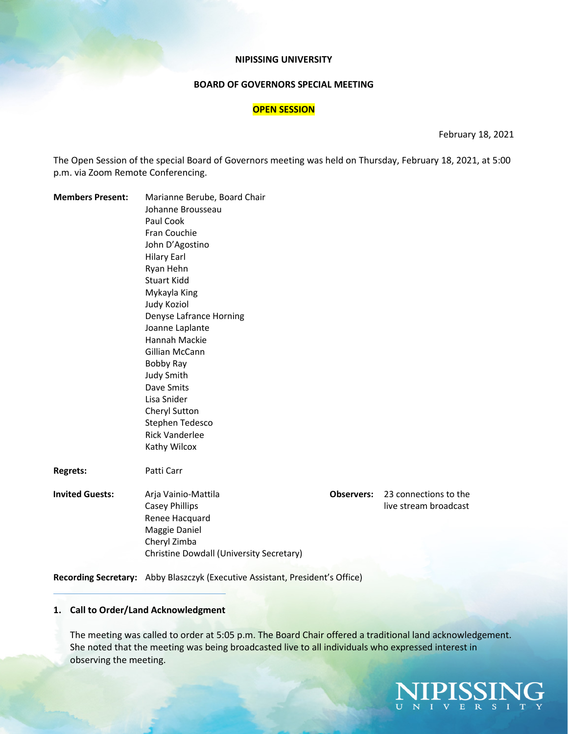**NIPISSING UNIVERSITY**

**BOARD OF GOVERNORS SPECIAL MEETING**

**OPEN SESSION**

February 18, 2021

The Open Session of the special Board of Governors meeting was held on Thursday, February 18, 2021, at 5:00 p.m. via Zoom Remote Conferencing.

**Members Present:**
Marianne Berube, Board Chair
Johanne Brousseau
Paul Cook
Fran Couchie
John D'Agostino
Hilary Earl
Ryan Hehn
Stuart Kidd
Mykayla King
Judy Koziol
Denyse Lafrance Horning
Joanne Laplante
Hannah Mackie
Gillian McCann
Bobby Ray
Judy Smith
Dave Smits
Lisa Snider
Cheryl Sutton
Stephen Tedesco
Rick Vanderlee
Kathy Wilcox

**Regrets:** Patti Carr

**Invited Guests:**
Arja Vainio-Mattila
Casey Phillips
Renee Hacquard
Maggie Daniel
Cheryl Zimba
Christine Dowdall (University Secretary)

**Observers:** 23 connections to the live stream broadcast

**Recording Secretary:** Abby Blaszczyk (Executive Assistant, President's Office)

---

**1. Call to Order/Land Acknowledgment**

The meeting was called to order at 5:05 p.m. The Board Chair offered a traditional land acknowledgement. She noted that the meeting was being broadcasted live to all individuals who expressed interest in observing the meeting.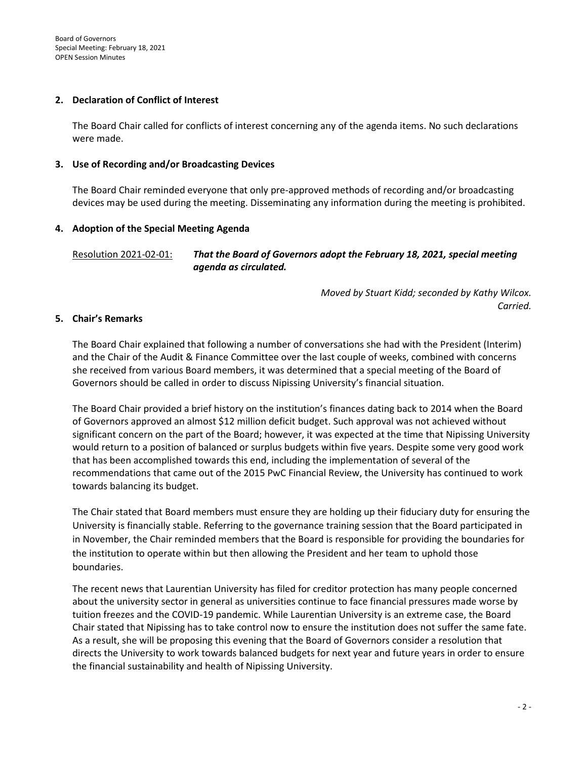## 2. Declaration of Conflict of Interest

The Board Chair called for conflicts of interest concerning any of the agenda items. No such declarations were made.

## 3. Use of Recording and/or Broadcasting Devices

The Board Chair reminded everyone that only pre-approved methods of recording and/or broadcasting devices may be used during the meeting. Disseminating any information during the meeting is prohibited.

## 4. Adoption of the Special Meeting Agenda

Resolution 2021-02-01: ***That the Board of Governors adopt the February 18, 2021, special meeting agenda as circulated.***

*Moved by Stuart Kidd; seconded by Kathy Wilcox.*
*Carried.*

## 5. Chair's Remarks

The Board Chair explained that following a number of conversations she had with the President (Interim) and the Chair of the Audit & Finance Committee over the last couple of weeks, combined with concerns she received from various Board members, it was determined that a special meeting of the Board of Governors should be called in order to discuss Nipissing University's financial situation.

The Board Chair provided a brief history on the institution's finances dating back to 2014 when the Board of Governors approved an almost $12 million deficit budget. Such approval was not achieved without significant concern on the part of the Board; however, it was expected at the time that Nipissing University would return to a position of balanced or surplus budgets within five years. Despite some very good work that has been accomplished towards this end, including the implementation of several of the recommendations that came out of the 2015 PwC Financial Review, the University has continued to work towards balancing its budget.

The Chair stated that Board members must ensure they are holding up their fiduciary duty for ensuring the University is financially stable. Referring to the governance training session that the Board participated in in November, the Chair reminded members that the Board is responsible for providing the boundaries for the institution to operate within but then allowing the President and her team to uphold those boundaries.

The recent news that Laurentian University has filed for creditor protection has many people concerned about the university sector in general as universities continue to face financial pressures made worse by tuition freezes and the COVID-19 pandemic. While Laurentian University is an extreme case, the Board Chair stated that Nipissing has to take control now to ensure the institution does not suffer the same fate. As a result, she will be proposing this evening that the Board of Governors consider a resolution that directs the University to work towards balanced budgets for next year and future years in order to ensure the financial sustainability and health of Nipissing University.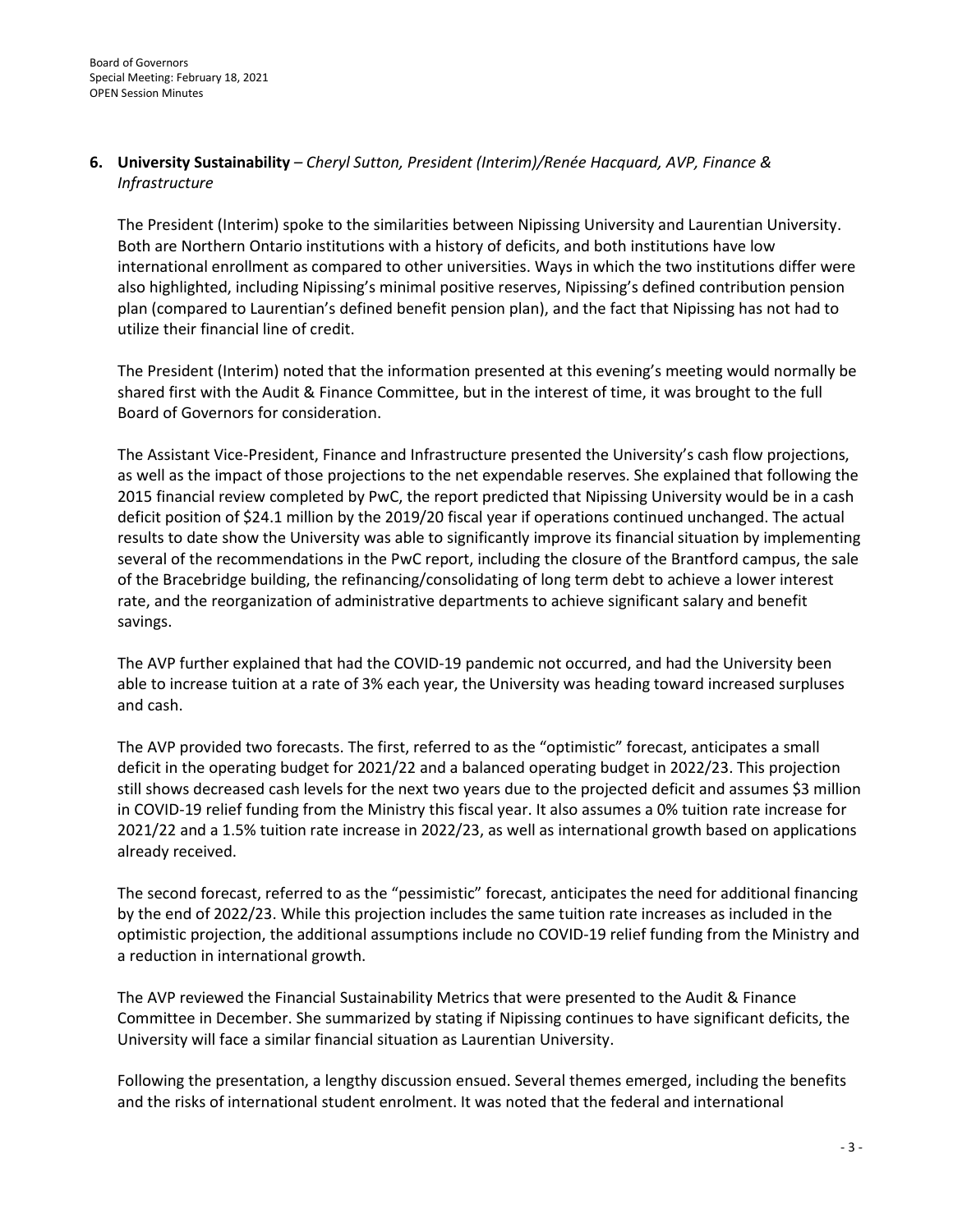**6. University Sustainability** – *Cheryl Sutton, President (Interim)/Renée Hacquard, AVP, Finance & Infrastructure*

The President (Interim) spoke to the similarities between Nipissing University and Laurentian University. Both are Northern Ontario institutions with a history of deficits, and both institutions have low international enrollment as compared to other universities. Ways in which the two institutions differ were also highlighted, including Nipissing's minimal positive reserves, Nipissing's defined contribution pension plan (compared to Laurentian's defined benefit pension plan), and the fact that Nipissing has not had to utilize their financial line of credit.

The President (Interim) noted that the information presented at this evening's meeting would normally be shared first with the Audit & Finance Committee, but in the interest of time, it was brought to the full Board of Governors for consideration.

The Assistant Vice-President, Finance and Infrastructure presented the University's cash flow projections, as well as the impact of those projections to the net expendable reserves. She explained that following the 2015 financial review completed by PwC, the report predicted that Nipissing University would be in a cash deficit position of $24.1 million by the 2019/20 fiscal year if operations continued unchanged. The actual results to date show the University was able to significantly improve its financial situation by implementing several of the recommendations in the PwC report, including the closure of the Brantford campus, the sale of the Bracebridge building, the refinancing/consolidating of long term debt to achieve a lower interest rate, and the reorganization of administrative departments to achieve significant salary and benefit savings.

The AVP further explained that had the COVID-19 pandemic not occurred, and had the University been able to increase tuition at a rate of 3% each year, the University was heading toward increased surpluses and cash.

The AVP provided two forecasts. The first, referred to as the "optimistic" forecast, anticipates a small deficit in the operating budget for 2021/22 and a balanced operating budget in 2022/23. This projection still shows decreased cash levels for the next two years due to the projected deficit and assumes $3 million in COVID-19 relief funding from the Ministry this fiscal year. It also assumes a 0% tuition rate increase for 2021/22 and a 1.5% tuition rate increase in 2022/23, as well as international growth based on applications already received.

The second forecast, referred to as the "pessimistic" forecast, anticipates the need for additional financing by the end of 2022/23. While this projection includes the same tuition rate increases as included in the optimistic projection, the additional assumptions include no COVID-19 relief funding from the Ministry and a reduction in international growth.

The AVP reviewed the Financial Sustainability Metrics that were presented to the Audit & Finance Committee in December. She summarized by stating if Nipissing continues to have significant deficits, the University will face a similar financial situation as Laurentian University.

Following the presentation, a lengthy discussion ensued. Several themes emerged, including the benefits and the risks of international student enrolment. It was noted that the federal and international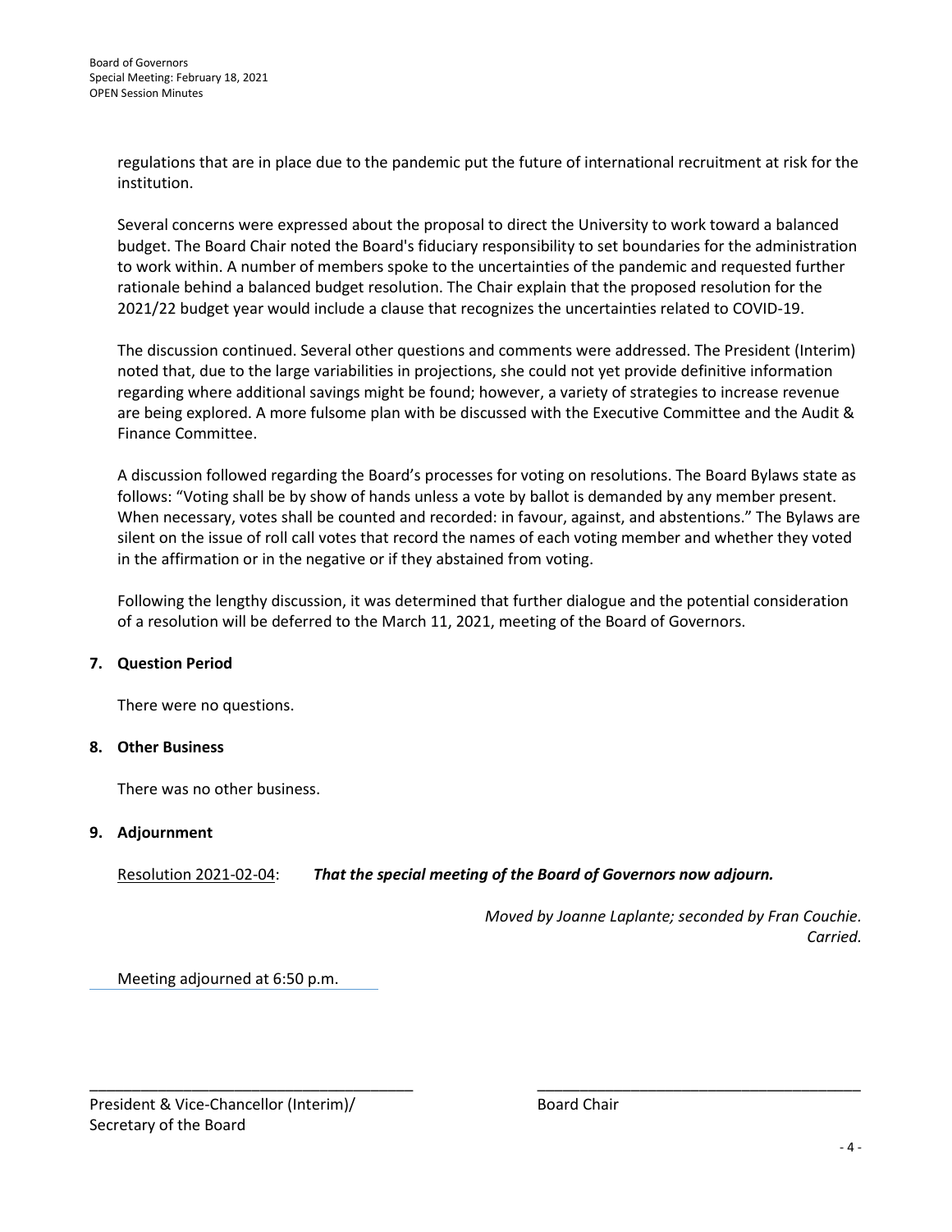regulations that are in place due to the pandemic put the future of international recruitment at risk for the institution.

Several concerns were expressed about the proposal to direct the University to work toward a balanced budget. The Board Chair noted the Board's fiduciary responsibility to set boundaries for the administration to work within. A number of members spoke to the uncertainties of the pandemic and requested further rationale behind a balanced budget resolution. The Chair explain that the proposed resolution for the 2021/22 budget year would include a clause that recognizes the uncertainties related to COVID-19.

The discussion continued. Several other questions and comments were addressed. The President (Interim) noted that, due to the large variabilities in projections, she could not yet provide definitive information regarding where additional savings might be found; however, a variety of strategies to increase revenue are being explored. A more fulsome plan with be discussed with the Executive Committee and the Audit & Finance Committee.

A discussion followed regarding the Board's processes for voting on resolutions. The Board Bylaws state as follows: "Voting shall be by show of hands unless a vote by ballot is demanded by any member present. When necessary, votes shall be counted and recorded: in favour, against, and abstentions." The Bylaws are silent on the issue of roll call votes that record the names of each voting member and whether they voted in the affirmation or in the negative or if they abstained from voting.

Following the lengthy discussion, it was determined that further dialogue and the potential consideration of a resolution will be deferred to the March 11, 2021, meeting of the Board of Governors.

**7. Question Period**

There were no questions.

**8. Other Business**

There was no other business.

**9. Adjournment**

Resolution 2021-02-04: ***That the special meeting of the Board of Governors now adjourn.***

*Moved by Joanne Laplante; seconded by Fran Couchie.*
*Carried.*

Meeting adjourned at 6:50 p.m.

\_\_\_\_\_\_\_\_\_\_\_\_\_\_\_\_\_\_\_\_\_\_\_\_\_\_\_\_\_\_\_\_\_\_\_\_\_\_
President & Vice-Chancellor (Interim)/
Secretary of the Board

\_\_\_\_\_\_\_\_\_\_\_\_\_\_\_\_\_\_\_\_\_\_\_\_\_\_\_\_\_\_\_\_\_\_\_\_\_\_
Board Chair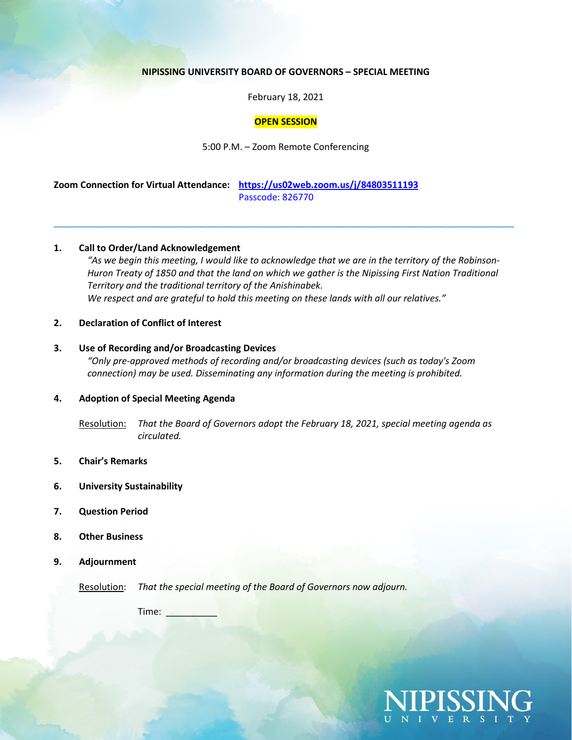**NIPISSING UNIVERSITY BOARD OF GOVERNORS – SPECIAL MEETING**

February 18, 2021

**OPEN SESSION**

5:00 P.M. – Zoom Remote Conferencing

**Zoom Connection for Virtual Attendance:** [https://us02web.zoom.us/j/84803511193](https://us02web.zoom.us/j/84803511193)
Passcode: 826770

---

**1. Call to Order/Land Acknowledgement**

*"As we begin this meeting, I would like to acknowledge that we are in the territory of the Robinson-Huron Treaty of 1850 and that the land on which we gather is the Nipissing First Nation Traditional Territory and the traditional territory of the Anishinabek.*
*We respect and are grateful to hold this meeting on these lands with all our relatives."*

**2. Declaration of Conflict of Interest**

**3. Use of Recording and/or Broadcasting Devices**

*"Only pre-approved methods of recording and/or broadcasting devices (such as today's Zoom connection) may be used. Disseminating any information during the meeting is prohibited.*

**4. Adoption of Special Meeting Agenda**

Resolution: *That the Board of Governors adopt the February 18, 2021, special meeting agenda as circulated.*

**5. Chair's Remarks**

**6. University Sustainability**

**7. Question Period**

**8. Other Business**

**9. Adjournment**

Resolution: *That the special meeting of the Board of Governors now adjourn.*

Time: __________